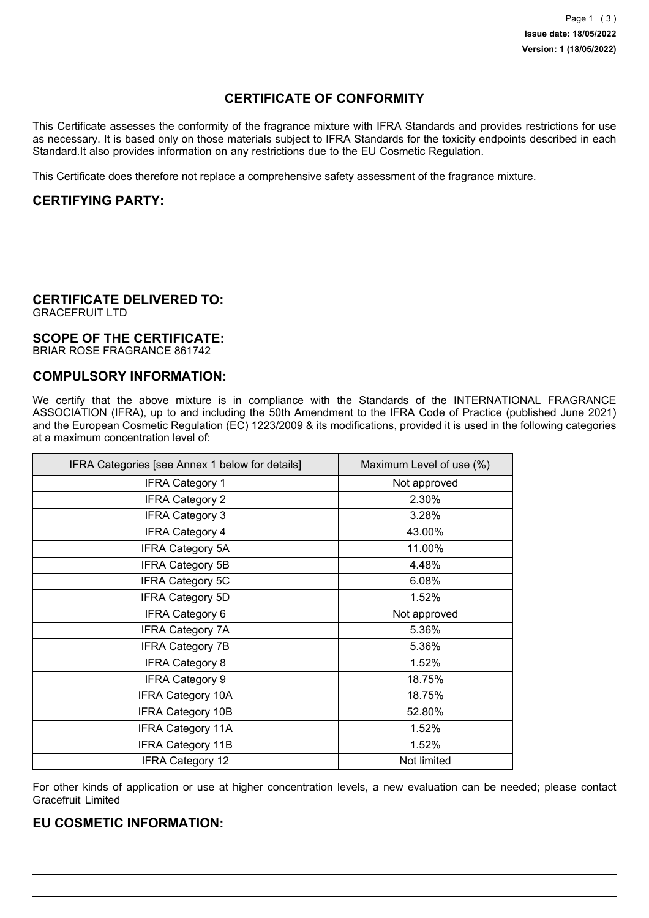# CERTIFICATE OF CONFORMITY

This Certificate assesses the conformity of the fragrance mixture with IFRA Standards and provides restrictions for use as necessary. It is based only on those materials subject to IFRA Standards for the toxicity endpoints described in each Standard.It also provides information on any restrictions due to the EU Cosmetic Regulation.

This Certificate does therefore not replace a comprehensive safety assessment of the fragrance mixture.

## CERTIFYING PARTY:

## CERTIFICATE DELIVERED TO:

GRACEFRUIT LTD

## SCOPE OF THE CERTIFICATE:

BRIAR ROSE FRAGRANCE 861742

## COMPULSORY INFORMATION:

We certify that the above mixture is in compliance with the Standards of the INTERNATIONAL FRAGRANCE ASSOCIATION (IFRA), up to and including the 50th Amendment to the IFRA Code of Practice (published June 2021) and the European Cosmetic Regulation (EC) 1223/2009 & its modifications, provided it is used in the following categories at a maximum concentration level of:

| IFRA Categories [see Annex 1 below for details] | Maximum Level of use (%) |
| --- | --- |
| IFRA Category 1 | Not approved |
| IFRA Category 2 | 2.30% |
| IFRA Category 3 | 3.28% |
| IFRA Category 4 | 43.00% |
| IFRA Category 5A | 11.00% |
| IFRA Category 5B | 4.48% |
| IFRA Category 5C | 6.08% |
| IFRA Category 5D | 1.52% |
| IFRA Category 6 | Not approved |
| IFRA Category 7A | 5.36% |
| IFRA Category 7B | 5.36% |
| IFRA Category 8 | 1.52% |
| IFRA Category 9 | 18.75% |
| IFRA Category 10A | 18.75% |
| IFRA Category 10B | 52.80% |
| IFRA Category 11A | 1.52% |
| IFRA Category 11B | 1.52% |
| IFRA Category 12 | Not limited |

For other kinds of application or use at higher concentration levels, a new evaluation can be needed; please contact Gracefruit Limited

## EU COSMETIC INFORMATION: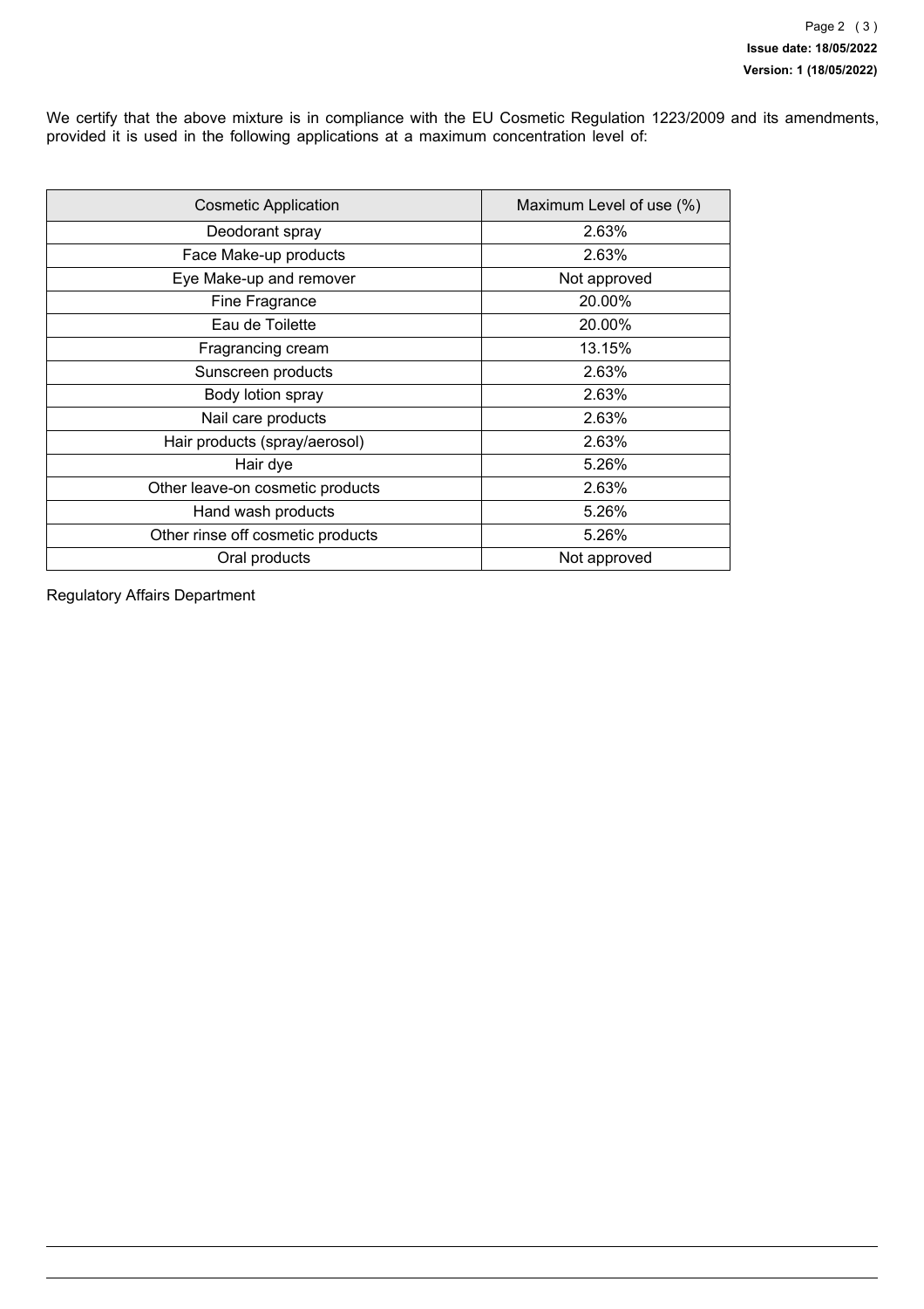We certify that the above mixture is in compliance with the EU Cosmetic Regulation 1223/2009 and its amendments, provided it is used in the following applications at a maximum concentration level of:

| Cosmetic Application | Maximum Level of use (%) |
|---|---|
| Deodorant spray | 2.63% |
| Face Make-up products | 2.63% |
| Eye Make-up and remover | Not approved |
| Fine Fragrance | 20.00% |
| Eau de Toilette | 20.00% |
| Fragrancing cream | 13.15% |
| Sunscreen products | 2.63% |
| Body lotion spray | 2.63% |
| Nail care products | 2.63% |
| Hair products (spray/aerosol) | 2.63% |
| Hair dye | 5.26% |
| Other leave-on cosmetic products | 2.63% |
| Hand wash products | 5.26% |
| Other rinse off cosmetic products | 5.26% |
| Oral products | Not approved |

Regulatory Affairs Department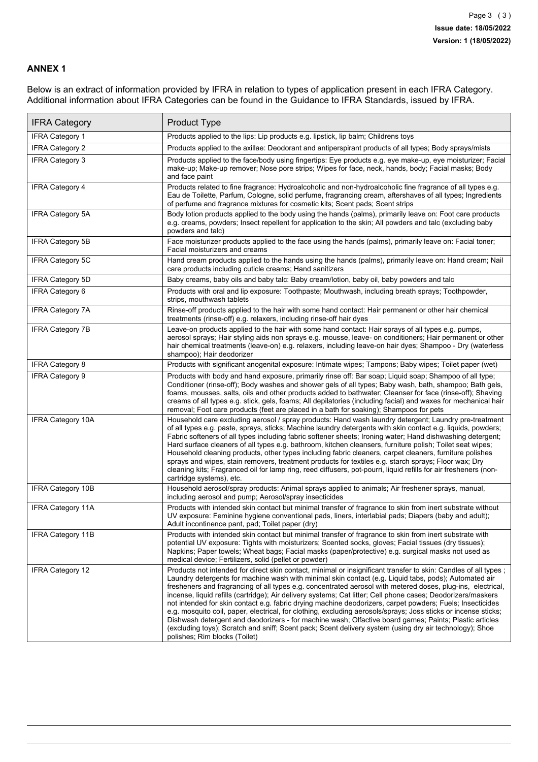## ANNEX 1

Below is an extract of information provided by IFRA in relation to types of application present in each IFRA Category. Additional information about IFRA Categories can be found in the Guidance to IFRA Standards, issued by IFRA.

| IFRA Category | Product Type |
|---|---|
| IFRA Category 1 | Products applied to the lips: Lip products e.g. lipstick, lip balm; Childrens toys |
| IFRA Category 2 | Products applied to the axillae: Deodorant and antiperspirant products of all types; Body sprays/mists |
| IFRA Category 3 | Products applied to the face/body using fingertips: Eye products e.g. eye make-up, eye moisturizer; Facial make-up; Make-up remover; Nose pore strips; Wipes for face, neck, hands, body; Facial masks; Body and face paint |
| IFRA Category 4 | Products related to fine fragrance: Hydroalcoholic and non-hydroalcoholic fine fragrance of all types e.g. Eau de Toilette, Parfum, Cologne, solid perfume, fragrancing cream, aftershaves of all types; Ingredients of perfume and fragrance mixtures for cosmetic kits; Scent pads; Scent strips |
| IFRA Category 5A | Body lotion products applied to the body using the hands (palms), primarily leave on: Foot care products e.g. creams, powders; Insect repellent for application to the skin; All powders and talc (excluding baby powders and talc) |
| IFRA Category 5B | Face moisturizer products applied to the face using the hands (palms), primarily leave on: Facial toner; Facial moisturizers and creams |
| IFRA Category 5C | Hand cream products applied to the hands using the hands (palms), primarily leave on: Hand cream; Nail care products including cuticle creams; Hand sanitizers |
| IFRA Category 5D | Baby creams, baby oils and baby talc: Baby cream/lotion, baby oil, baby powders and talc |
| IFRA Category 6 | Products with oral and lip exposure: Toothpaste; Mouthwash, including breath sprays; Toothpowder, strips, mouthwash tablets |
| IFRA Category 7A | Rinse-off products applied to the hair with some hand contact: Hair permanent or other hair chemical treatments (rinse-off) e.g. relaxers, including rinse-off hair dyes |
| IFRA Category 7B | Leave-on products applied to the hair with some hand contact: Hair sprays of all types e.g. pumps, aerosol sprays; Hair styling aids non sprays e.g. mousse, leave- on conditioners; Hair permanent or other hair chemical treatments (leave-on) e.g. relaxers, including leave-on hair dyes; Shampoo - Dry (waterless shampoo); Hair deodorizer |
| IFRA Category 8 | Products with significant anogenital exposure: Intimate wipes; Tampons; Baby wipes; Toilet paper (wet) |
| IFRA Category 9 | Products with body and hand exposure, primarily rinse off: Bar soap; Liquid soap; Shampoo of all type; Conditioner (rinse-off); Body washes and shower gels of all types; Baby wash, bath, shampoo; Bath gels, foams, mousses, salts, oils and other products added to bathwater; Cleanser for face (rinse-off); Shaving creams of all types e.g. stick, gels, foams; All depilatories (including facial) and waxes for mechanical hair removal; Foot care products (feet are placed in a bath for soaking); Shampoos for pets |
| IFRA Category 10A | Household care excluding aerosol / spray products: Hand wash laundry detergent; Laundry pre-treatment of all types e.g. paste, sprays, sticks; Machine laundry detergents with skin contact e.g. liquids, powders; Fabric softeners of all types including fabric softener sheets; Ironing water; Hand dishwashing detergent; Hard surface cleaners of all types e.g. bathroom, kitchen cleansers, furniture polish; Toilet seat wipes; Household cleaning products, other types including fabric cleaners, carpet cleaners, furniture polishes sprays and wipes, stain removers, treatment products for textiles e.g. starch sprays; Floor wax; Dry cleaning kits; Fragranced oil for lamp ring, reed diffusers, pot-pourri, liquid refills for air fresheners (non-cartridge systems), etc. |
| IFRA Category 10B | Household aerosol/spray products: Animal sprays applied to animals; Air freshener sprays, manual, including aerosol and pump; Aerosol/spray insecticides |
| IFRA Category 11A | Products with intended skin contact but minimal transfer of fragrance to skin from inert substrate without UV exposure: Feminine hygiene conventional pads, liners, interlabial pads; Diapers (baby and adult); Adult incontinence pant, pad; Toilet paper (dry) |
| IFRA Category 11B | Products with intended skin contact but minimal transfer of fragrance to skin from inert substrate with potential UV exposure: Tights with moisturizers; Scented socks, gloves; Facial tissues (dry tissues); Napkins; Paper towels; Wheat bags; Facial masks (paper/protective) e.g. surgical masks not used as medical device; Fertilizers, solid (pellet or powder) |
| IFRA Category 12 | Products not intended for direct skin contact, minimal or insignificant transfer to skin: Candles of all types ; Laundry detergents for machine wash with minimal skin contact (e.g. Liquid tabs, pods); Automated air fresheners and fragrancing of all types e.g. concentrated aerosol with metered doses, plug-ins, electrical, incense, liquid refills (cartridge); Air delivery systems; Cat litter; Cell phone cases; Deodorizers/maskers not intended for skin contact e.g. fabric drying machine deodorizers, carpet powders; Fuels; Insecticides e.g. mosquito coil, paper, electrical, for clothing, excluding aerosols/sprays; Joss sticks or incense sticks; Dishwash detergent and deodorizers - for machine wash; Olfactive board games; Paints; Plastic articles (excluding toys); Scratch and sniff; Scent pack; Scent delivery system (using dry air technology); Shoe polishes; Rim blocks (Toilet) |